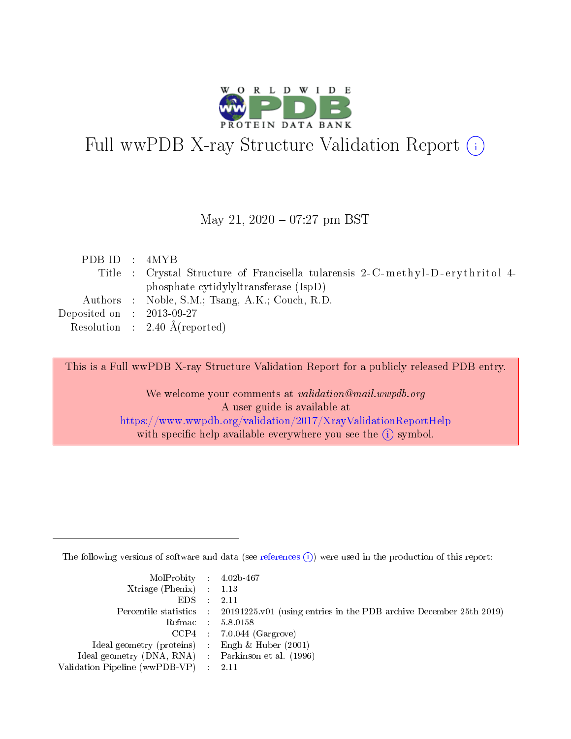# Full wwPDB X-ray Structure Validation Report (i)

May 21, 2020 – 07:27 pm BST

| | | |
|---|---|---|
| PDB ID | : | 4MYB |
| Title | : | Crystal Structure of Francisella tularensis 2-C-methyl-D-erythritol 4-phosphate cytidylyltransferase (IspD) |
| Authors | : | Noble, S.M.; Tsang, A.K.; Couch, R.D. |
| Deposited on | : | 2013-09-27 |
| Resolution | : | 2.40 Å(reported) |

This is a Full wwPDB X-ray Structure Validation Report for a publicly released PDB entry.

We welcome your comments at *validation@mail.wwpdb.org*
A user guide is available at
https://www.wwpdb.org/validation/2017/XrayValidationReportHelp
with specific help available everywhere you see the (i) symbol.

The following versions of software and data (see references (i)) were used in the production of this report:

| | | |
|---|---|---|
| MolProbity | : | 4.02b-467 |
| Xtriage (Phenix) | : | 1.13 |
| EDS | : | 2.11 |
| Percentile statistics | : | 20191225.v01 (using entries in the PDB archive December 25th 2019) |
| Refmac | : | 5.8.0158 |
| CCP4 | : | 7.0.044 (Gargrove) |
| Ideal geometry (proteins) | : | Engh & Huber (2001) |
| Ideal geometry (DNA, RNA) | : | Parkinson et al. (1996) |
| Validation Pipeline (wwPDB-VP) | : | 2.11 |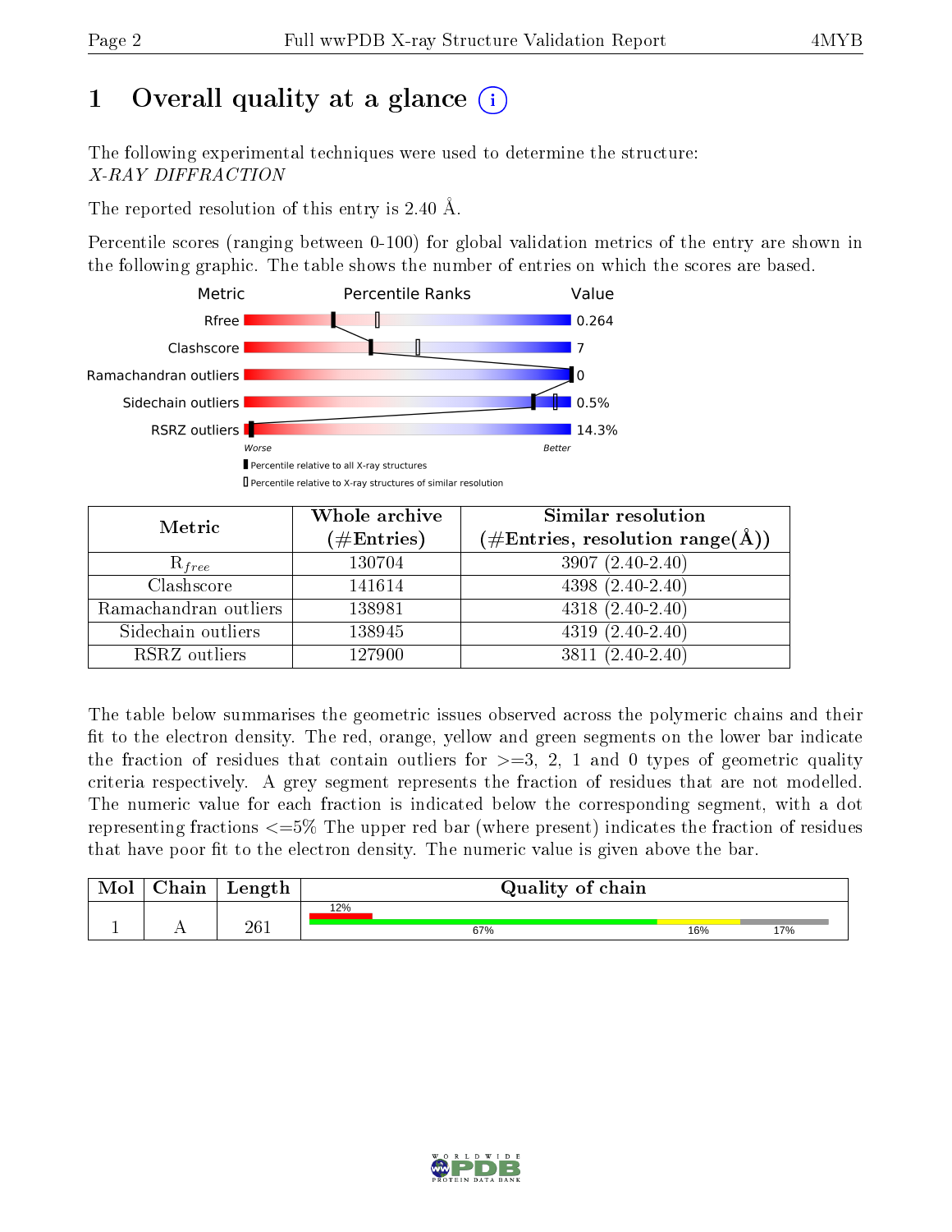# 1 Overall quality at a glance (i)

The following experimental techniques were used to determine the structure:
*X-RAY DIFFRACTION*

The reported resolution of this entry is 2.40 Å.

Percentile scores (ranging between 0-100) for global validation metrics of the entry are shown in the following graphic. The table shows the number of entries on which the scores are based.

| Metric | Value |
|---|---|
| Rfree | 0.264 |
| Clashscore | 7 |
| Ramachandran outliers | 0 |
| Sidechain outliers | 0.5% |
| RSRZ outliers | 14.3% |

Worse — Better

▮ Percentile relative to all X-ray structures
▯ Percentile relative to X-ray structures of similar resolution

| Metric | Whole archive (#Entries) | Similar resolution (#Entries, resolution range(Å)) |
|---|---|---|
| $R_{free}$ | 130704 | 3907 (2.40-2.40) |
| Clashscore | 141614 | 4398 (2.40-2.40) |
| Ramachandran outliers | 138981 | 4318 (2.40-2.40) |
| Sidechain outliers | 138945 | 4319 (2.40-2.40) |
| RSRZ outliers | 127900 | 3811 (2.40-2.40) |

The table below summarises the geometric issues observed across the polymeric chains and their fit to the electron density. The red, orange, yellow and green segments on the lower bar indicate the fraction of residues that contain outliers for >=3, 2, 1 and 0 types of geometric quality criteria respectively. A grey segment represents the fraction of residues that are not modelled. The numeric value for each fraction is indicated below the corresponding segment, with a dot representing fractions <=5% The upper red bar (where present) indicates the fraction of residues that have poor fit to the electron density. The numeric value is given above the bar.

| Mol | Chain | Length | Quality of chain |
|---|---|---|---|
| 1 | A | 261 | 12% (poor fit); 67% / 16% / 17% |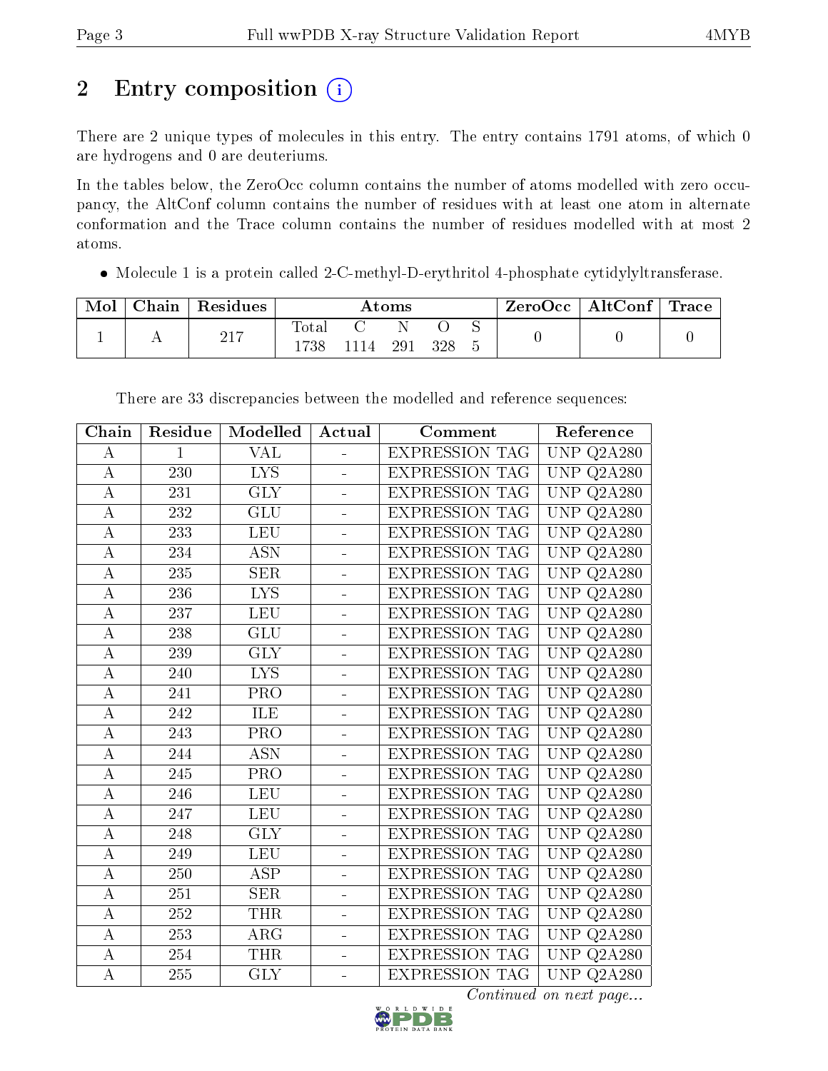# 2 Entry composition

There are 2 unique types of molecules in this entry. The entry contains 1791 atoms, of which 0 are hydrogens and 0 are deuteriums.

In the tables below, the ZeroOcc column contains the number of atoms modelled with zero occupancy, the AltConf column contains the number of residues with at least one atom in alternate conformation and the Trace column contains the number of residues modelled with at most 2 atoms.

- Molecule 1 is a protein called 2-C-methyl-D-erythritol 4-phosphate cytidylyltransferase.

| Mol | Chain | Residues | Atoms | | | | | ZeroOcc | AltConf | Trace |
|---|---|---|---|---|---|---|---|---|---|---|
| | | | Total | C | N | O | S | | | |
| 1 | A | 217 | 1738 | 1114 | 291 | 328 | 5 | 0 | 0 | 0 |

There are 33 discrepancies between the modelled and reference sequences:

| Chain | Residue | Modelled | Actual | Comment | Reference |
|---|---|---|---|---|---|
| A | 1 | VAL | - | EXPRESSION TAG | UNP Q2A280 |
| A | 230 | LYS | - | EXPRESSION TAG | UNP Q2A280 |
| A | 231 | GLY | - | EXPRESSION TAG | UNP Q2A280 |
| A | 232 | GLU | - | EXPRESSION TAG | UNP Q2A280 |
| A | 233 | LEU | - | EXPRESSION TAG | UNP Q2A280 |
| A | 234 | ASN | - | EXPRESSION TAG | UNP Q2A280 |
| A | 235 | SER | - | EXPRESSION TAG | UNP Q2A280 |
| A | 236 | LYS | - | EXPRESSION TAG | UNP Q2A280 |
| A | 237 | LEU | - | EXPRESSION TAG | UNP Q2A280 |
| A | 238 | GLU | - | EXPRESSION TAG | UNP Q2A280 |
| A | 239 | GLY | - | EXPRESSION TAG | UNP Q2A280 |
| A | 240 | LYS | - | EXPRESSION TAG | UNP Q2A280 |
| A | 241 | PRO | - | EXPRESSION TAG | UNP Q2A280 |
| A | 242 | ILE | - | EXPRESSION TAG | UNP Q2A280 |
| A | 243 | PRO | - | EXPRESSION TAG | UNP Q2A280 |
| A | 244 | ASN | - | EXPRESSION TAG | UNP Q2A280 |
| A | 245 | PRO | - | EXPRESSION TAG | UNP Q2A280 |
| A | 246 | LEU | - | EXPRESSION TAG | UNP Q2A280 |
| A | 247 | LEU | - | EXPRESSION TAG | UNP Q2A280 |
| A | 248 | GLY | - | EXPRESSION TAG | UNP Q2A280 |
| A | 249 | LEU | - | EXPRESSION TAG | UNP Q2A280 |
| A | 250 | ASP | - | EXPRESSION TAG | UNP Q2A280 |
| A | 251 | SER | - | EXPRESSION TAG | UNP Q2A280 |
| A | 252 | THR | - | EXPRESSION TAG | UNP Q2A280 |
| A | 253 | ARG | - | EXPRESSION TAG | UNP Q2A280 |
| A | 254 | THR | - | EXPRESSION TAG | UNP Q2A280 |
| A | 255 | GLY | - | EXPRESSION TAG | UNP Q2A280 |

*Continued on next page...*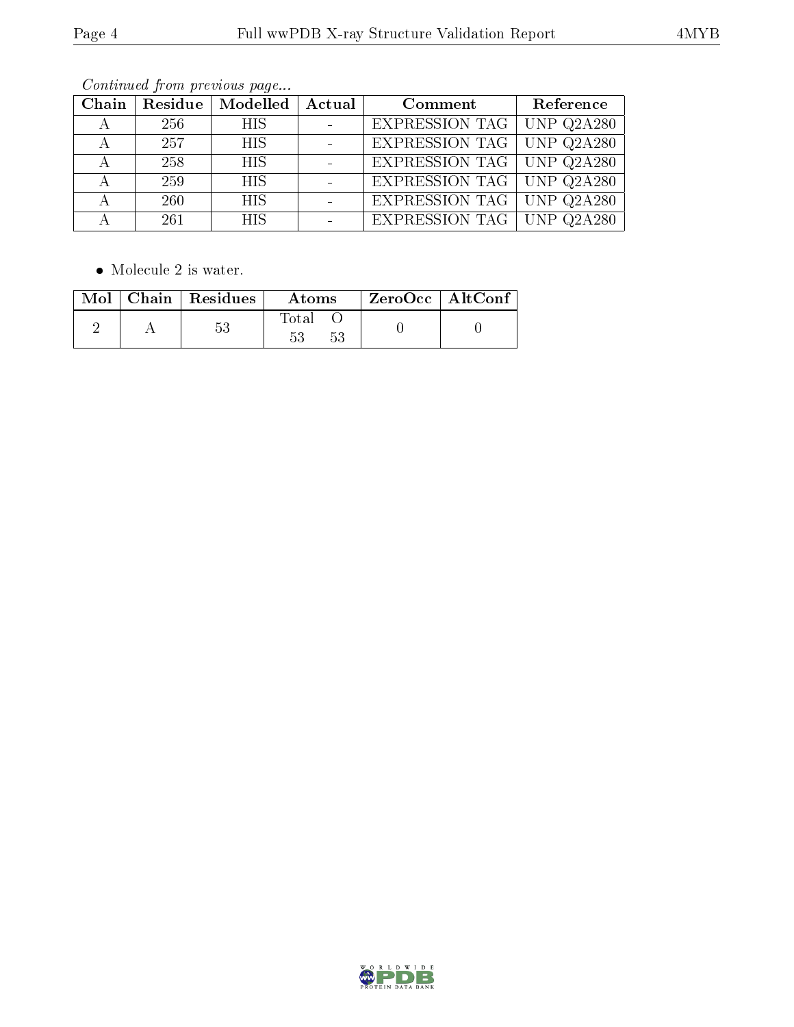*Continued from previous page...*

| Chain | Residue | Modelled | Actual | Comment | Reference |
|---|---|---|---|---|---|
| A | 256 | HIS | - | EXPRESSION TAG | UNP Q2A280 |
| A | 257 | HIS | - | EXPRESSION TAG | UNP Q2A280 |
| A | 258 | HIS | - | EXPRESSION TAG | UNP Q2A280 |
| A | 259 | HIS | - | EXPRESSION TAG | UNP Q2A280 |
| A | 260 | HIS | - | EXPRESSION TAG | UNP Q2A280 |
| A | 261 | HIS | - | EXPRESSION TAG | UNP Q2A280 |

- Molecule 2 is water.

| Mol | Chain | Residues | Atoms | | ZeroOcc | AltConf |
|---|---|---|---|---|---|---|
| | | | Total | O | | |
| 2 | A | 53 | 53 | 53 | 0 | 0 |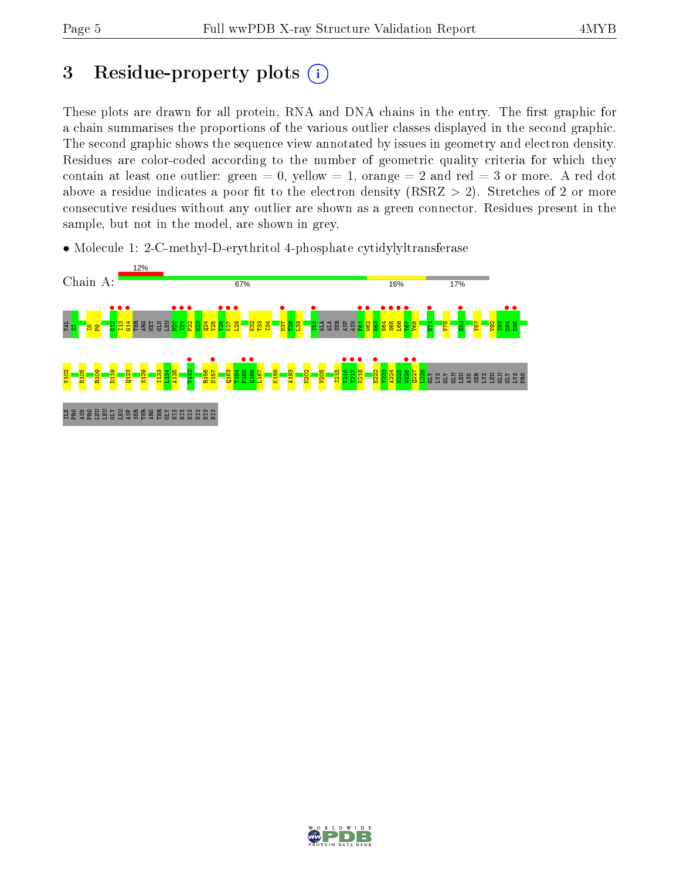# 3 Residue-property plots

These plots are drawn for all protein, RNA and DNA chains in the entry. The first graphic for a chain summarises the proportions of the various outlier classes displayed in the second graphic. The second graphic shows the sequence view annotated by issues in geometry and electron density. Residues are color-coded according to the number of geometric quality criteria for which they contain at least one outlier: green = 0, yellow = 1, orange = 2 and red = 3 or more. A red dot above a residue indicates a poor fit to the electron density (RSRZ > 2). Stretches of 2 or more consecutive residues without any outlier are shown as a green connector. Residues present in the sample, but not in the model, are shown in grey.

- Molecule 1: 2-C-methyl-D-erythritol 4-phosphate cytidylyltransferase

Chain A: 12% | 67% | 16% | 17%

VAL S2 I8 P9 G12 I13 G14 THR ARG MET GLN LEU D20 I21 P22 K23 Q24 Y25 V26 K27 L28 K32 T33 I34 N37 T38 L39 I55 ALA ALA SER ASP ASN F61 W62 N63 N64 S65 L66 Y67 Y68 D71 V75 E80 Y87 V92 I93 D94 E95

V102 H105 R109 D119 Q123 S129 I133 L134 A135 V142 R156 D157 Q163 T164 P165 Q166 L167 K188 A193 N202 V205 I215 T216 T217 K218 E222 Y223 A224 N225 W226 Q227 L228 GLY LYS GLY GLU LEU ASN SER LYS LEU GLU GLY LYS PRO

ILE PRO ASN PRO LEU LEU GLY LEU ASP SER THR ARG THR GLY HIS HIS HIS HIS HIS HIS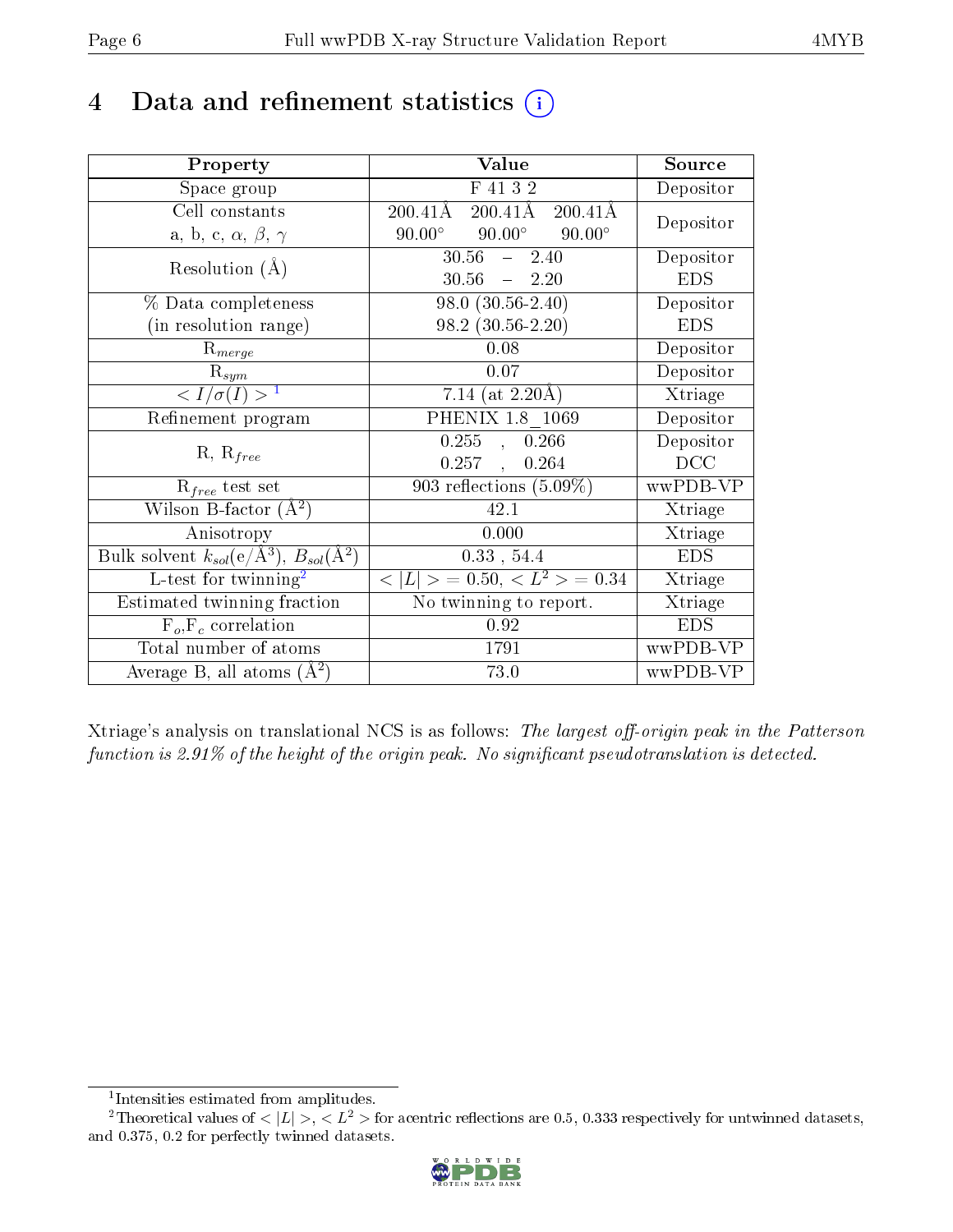# 4 Data and refinement statistics (i)

| Property | Value | Source |
|---|---|---|
| Space group | F 41 3 2 | Depositor |
| Cell constants<br>a, b, c, $\alpha$, $\beta$, $\gamma$ | 200.41Å 200.41Å 200.41Å<br>90.00° 90.00° 90.00° | Depositor |
| Resolution (Å) | 30.56 – 2.40<br>30.56 – 2.20 | Depositor<br>EDS |
| % Data completeness<br>(in resolution range) | 98.0 (30.56-2.40)<br>98.2 (30.56-2.20) | Depositor<br>EDS |
| $R_{merge}$ | 0.08 | Depositor |
| $R_{sym}$ | 0.07 | Depositor |
| $< I/\sigma(I) >$ [1] | 7.14 (at 2.20Å) | Xtriage |
| Refinement program | PHENIX 1.8_1069 | Depositor |
| R, $R_{free}$ | 0.255 , 0.266<br>0.257 , 0.264 | Depositor<br>DCC |
| $R_{free}$ test set | 903 reflections (5.09%) | wwPDB-VP |
| Wilson B-factor (Å$^2$) | 42.1 | Xtriage |
| Anisotropy | 0.000 | Xtriage |
| Bulk solvent $k_{sol}$(e/Å$^3$), $B_{sol}$(Å$^2$) | 0.33 , 54.4 | EDS |
| L-test for twinning[2] | $< \|L\| >$ = 0.50, $< L^2 >$ = 0.34 | Xtriage |
| Estimated twinning fraction | No twinning to report. | Xtriage |
| $F_o$,$F_c$ correlation | 0.92 | EDS |
| Total number of atoms | 1791 | wwPDB-VP |
| Average B, all atoms (Å$^2$) | 73.0 | wwPDB-VP |

Xtriage's analysis on translational NCS is as follows: *The largest off-origin peak in the Patterson function is 2.91% of the height of the origin peak. No significant pseudotranslation is detected.*

[1] Intensities estimated from amplitudes.

[2] Theoretical values of $< |L| >$, $< L^2 >$ for acentric reflections are 0.5, 0.333 respectively for untwinned datasets, and 0.375, 0.2 for perfectly twinned datasets.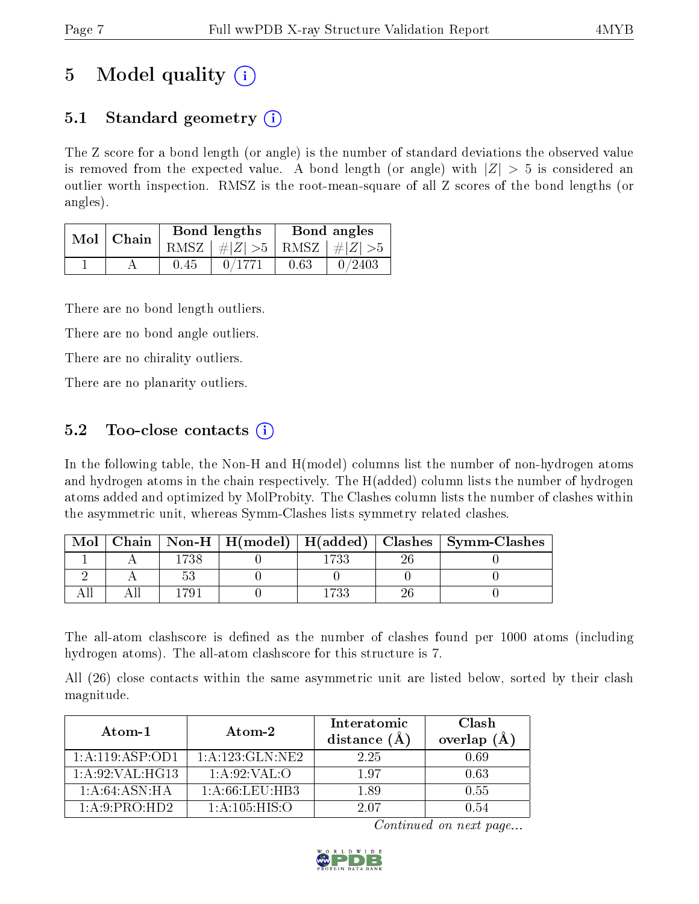# 5 Model quality

## 5.1 Standard geometry

The Z score for a bond length (or angle) is the number of standard deviations the observed value is removed from the expected value. A bond length (or angle) with $|Z| > 5$ is considered an outlier worth inspection. RMSZ is the root-mean-square of all Z scores of the bond lengths (or angles).

| Mol | Chain | Bond lengths | | Bond angles | |
|---|---|---|---|---|---|
| | | RMSZ | $\#\|Z\| >5$ | RMSZ | $\#\|Z\| >5$ |
| 1 | A | 0.45 | 0/1771 | 0.63 | 0/2403 |

There are no bond length outliers.

There are no bond angle outliers.

There are no chirality outliers.

There are no planarity outliers.

## 5.2 Too-close contacts

In the following table, the Non-H and H(model) columns list the number of non-hydrogen atoms and hydrogen atoms in the chain respectively. The H(added) column lists the number of hydrogen atoms added and optimized by MolProbity. The Clashes column lists the number of clashes within the asymmetric unit, whereas Symm-Clashes lists symmetry related clashes.

| Mol | Chain | Non-H | H(model) | H(added) | Clashes | Symm-Clashes |
|---|---|---|---|---|---|---|
| 1 | A | 1738 | 0 | 1733 | 26 | 0 |
| 2 | A | 53 | 0 | 0 | 0 | 0 |
| All | All | 1791 | 0 | 1733 | 26 | 0 |

The all-atom clashscore is defined as the number of clashes found per 1000 atoms (including hydrogen atoms). The all-atom clashscore for this structure is 7.

All (26) close contacts within the same asymmetric unit are listed below, sorted by their clash magnitude.

| Atom-1 | Atom-2 | Interatomic distance (Å) | Clash overlap (Å) |
|---|---|---|---|
| 1:A:119:ASP:OD1 | 1:A:123:GLN:NE2 | 2.25 | 0.69 |
| 1:A:92:VAL:HG13 | 1:A:92:VAL:O | 1.97 | 0.63 |
| 1:A:64:ASN:HA | 1:A:66:LEU:HB3 | 1.89 | 0.55 |
| 1:A:9:PRO:HD2 | 1:A:105:HIS:O | 2.07 | 0.54 |

*Continued on next page...*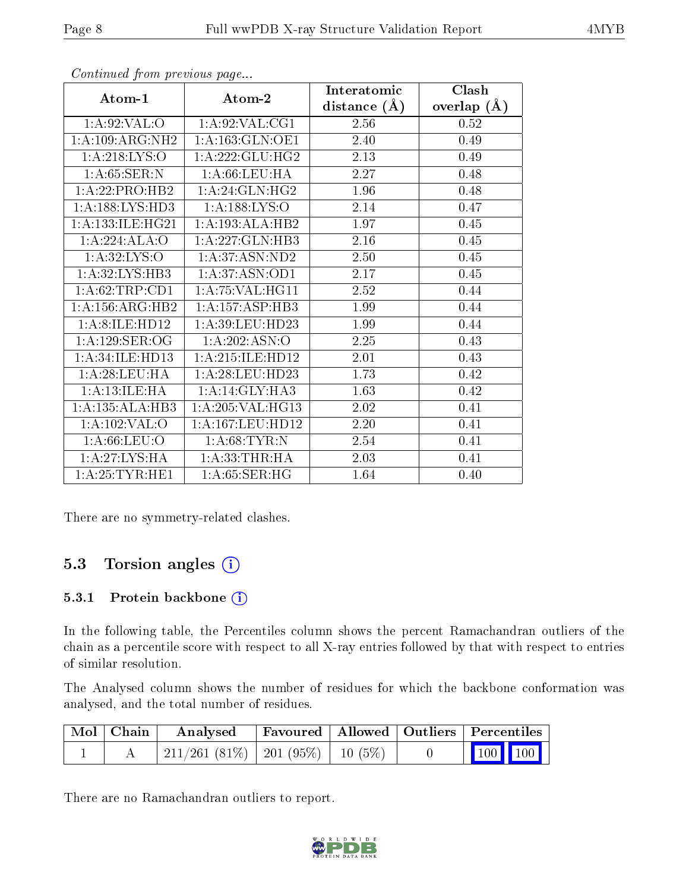*Continued from previous page...*

| Atom-1 | Atom-2 | Interatomic distance (Å) | Clash overlap (Å) |
|---|---|---|---|
| 1:A:92:VAL:O | 1:A:92:VAL:CG1 | 2.56 | 0.52 |
| 1:A:109:ARG:NH2 | 1:A:163:GLN:OE1 | 2.40 | 0.49 |
| 1:A:218:LYS:O | 1:A:222:GLU:HG2 | 2.13 | 0.49 |
| 1:A:65:SER:N | 1:A:66:LEU:HA | 2.27 | 0.48 |
| 1:A:22:PRO:HB2 | 1:A:24:GLN:HG2 | 1.96 | 0.48 |
| 1:A:188:LYS:HD3 | 1:A:188:LYS:O | 2.14 | 0.47 |
| 1:A:133:ILE:HG21 | 1:A:193:ALA:HB2 | 1.97 | 0.45 |
| 1:A:224:ALA:O | 1:A:227:GLN:HB3 | 2.16 | 0.45 |
| 1:A:32:LYS:O | 1:A:37:ASN:ND2 | 2.50 | 0.45 |
| 1:A:32:LYS:HB3 | 1:A:37:ASN:OD1 | 2.17 | 0.45 |
| 1:A:62:TRP:CD1 | 1:A:75:VAL:HG11 | 2.52 | 0.44 |
| 1:A:156:ARG:HB2 | 1:A:157:ASP:HB3 | 1.99 | 0.44 |
| 1:A:8:ILE:HD12 | 1:A:39:LEU:HD23 | 1.99 | 0.44 |
| 1:A:129:SER:OG | 1:A:202:ASN:O | 2.25 | 0.43 |
| 1:A:34:ILE:HD13 | 1:A:215:ILE:HD12 | 2.01 | 0.43 |
| 1:A:28:LEU:HA | 1:A:28:LEU:HD23 | 1.73 | 0.42 |
| 1:A:13:ILE:HA | 1:A:14:GLY:HA3 | 1.63 | 0.42 |
| 1:A:135:ALA:HB3 | 1:A:205:VAL:HG13 | 2.02 | 0.41 |
| 1:A:102:VAL:O | 1:A:167:LEU:HD12 | 2.20 | 0.41 |
| 1:A:66:LEU:O | 1:A:68:TYR:N | 2.54 | 0.41 |
| 1:A:27:LYS:HA | 1:A:33:THR:HA | 2.03 | 0.41 |
| 1:A:25:TYR:HE1 | 1:A:65:SER:HG | 1.64 | 0.40 |

There are no symmetry-related clashes.

## 5.3 Torsion angles (i)

### 5.3.1 Protein backbone (i)

In the following table, the Percentiles column shows the percent Ramachandran outliers of the chain as a percentile score with respect to all X-ray entries followed by that with respect to entries of similar resolution.

The Analysed column shows the number of residues for which the backbone conformation was analysed, and the total number of residues.

| Mol | Chain | Analysed | Favoured | Allowed | Outliers | Percentiles | |
|---|---|---|---|---|---|---|---|
| 1 | A | 211/261 (81%) | 201 (95%) | 10 (5%) | 0 | 100 | 100 |

There are no Ramachandran outliers to report.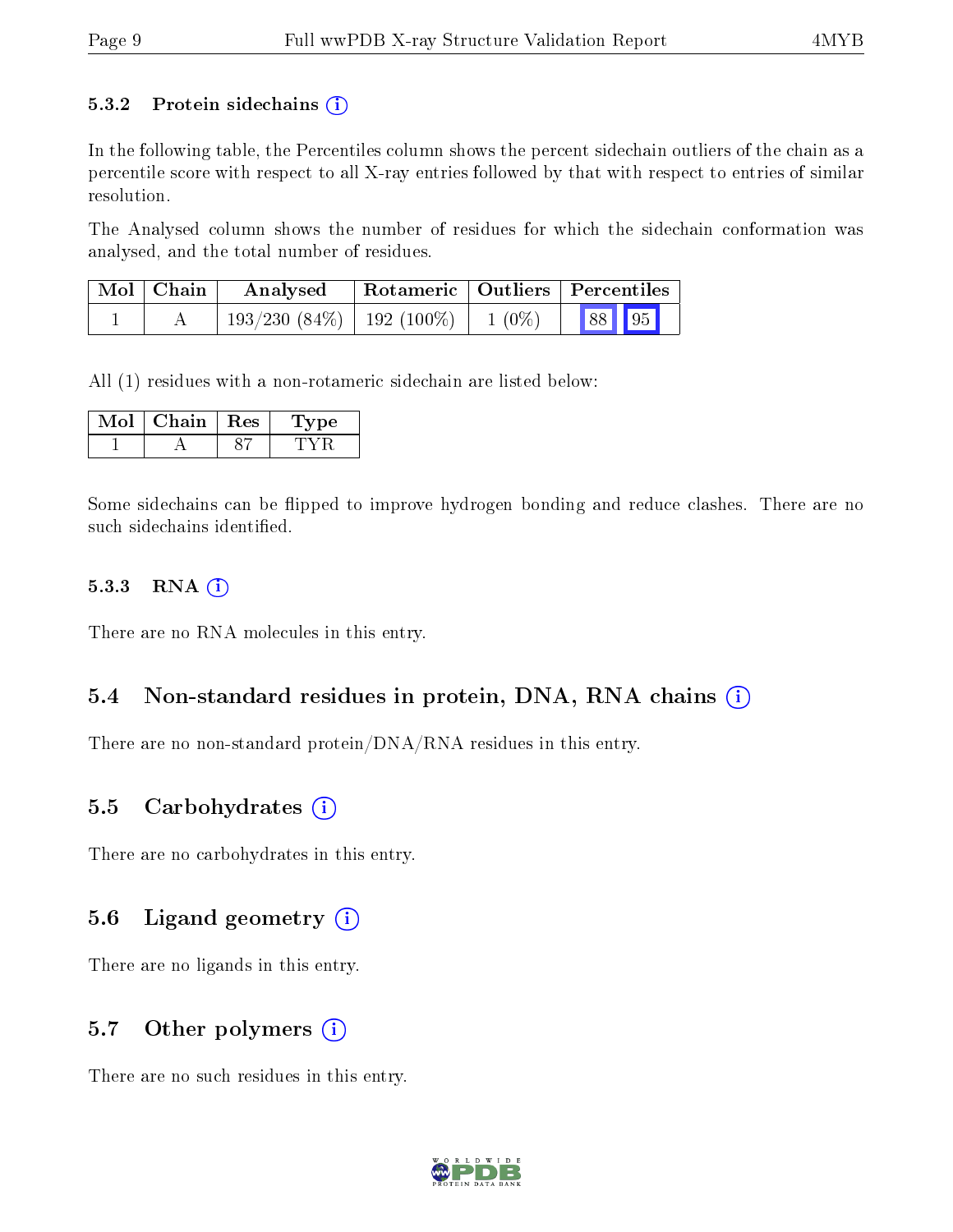### 5.3.2 Protein sidechains (i)

In the following table, the Percentiles column shows the percent sidechain outliers of the chain as a percentile score with respect to all X-ray entries followed by that with respect to entries of similar resolution.

The Analysed column shows the number of residues for which the sidechain conformation was analysed, and the total number of residues.

| Mol | Chain | Analysed | Rotameric | Outliers | Percentiles | |
|---|---|---|---|---|---|---|
| 1 | A | 193/230 (84%) | 192 (100%) | 1 (0%) | 88 | 95 |

All (1) residues with a non-rotameric sidechain are listed below:

| Mol | Chain | Res | Type |
|---|---|---|---|
| 1 | A | 87 | TYR |

Some sidechains can be flipped to improve hydrogen bonding and reduce clashes. There are no such sidechains identified.

### 5.3.3 RNA (i)

There are no RNA molecules in this entry.

## 5.4 Non-standard residues in protein, DNA, RNA chains (i)

There are no non-standard protein/DNA/RNA residues in this entry.

## 5.5 Carbohydrates (i)

There are no carbohydrates in this entry.

## 5.6 Ligand geometry (i)

There are no ligands in this entry.

## 5.7 Other polymers (i)

There are no such residues in this entry.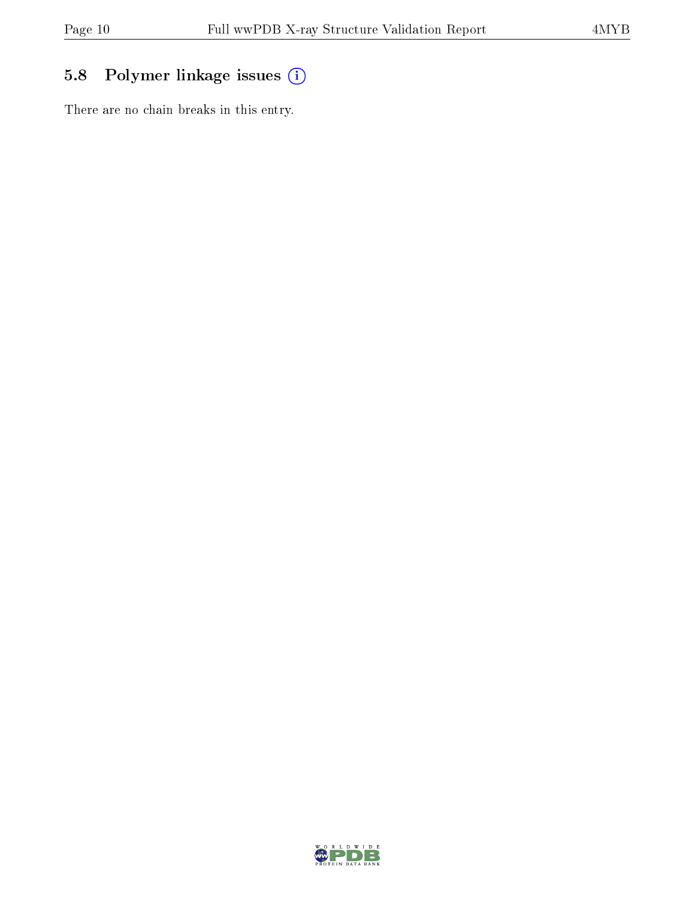### 5.8 Polymer linkage issues

There are no chain breaks in this entry.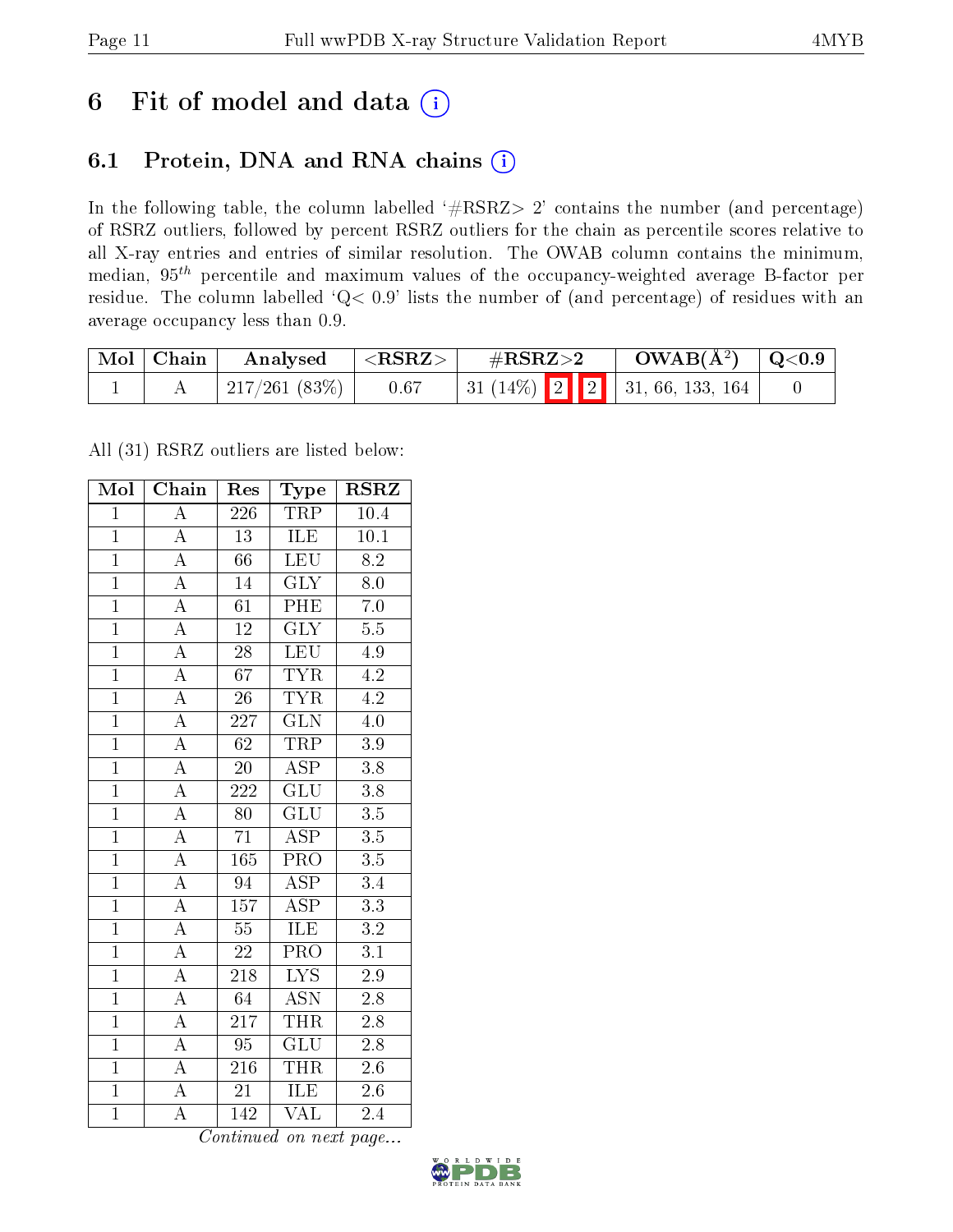# 6 Fit of model and data ⓘ

## 6.1 Protein, DNA and RNA chains ⓘ

In the following table, the column labelled '#RSRZ> 2' contains the number (and percentage) of RSRZ outliers, followed by percent RSRZ outliers for the chain as percentile scores relative to all X-ray entries and entries of similar resolution. The OWAB column contains the minimum, median, $95^{th}$ percentile and maximum values of the occupancy-weighted average B-factor per residue. The column labelled 'Q< 0.9' lists the number of (and percentage) of residues with an average occupancy less than 0.9.

| Mol | Chain | Analysed | <RSRZ> | #RSRZ>2 | OWAB(Å$^2$) | Q<0.9 |
|---|---|---|---|---|---|---|
| 1 | A | 217/261 (83%) | 0.67 | 31 (14%) 2 2 | 31, 66, 133, 164 | 0 |

All (31) RSRZ outliers are listed below:

| Mol | Chain | Res | Type | RSRZ |
|---|---|---|---|---|
| 1 | A | 226 | TRP | 10.4 |
| 1 | A | 13 | ILE | 10.1 |
| 1 | A | 66 | LEU | 8.2 |
| 1 | A | 14 | GLY | 8.0 |
| 1 | A | 61 | PHE | 7.0 |
| 1 | A | 12 | GLY | 5.5 |
| 1 | A | 28 | LEU | 4.9 |
| 1 | A | 67 | TYR | 4.2 |
| 1 | A | 26 | TYR | 4.2 |
| 1 | A | 227 | GLN | 4.0 |
| 1 | A | 62 | TRP | 3.9 |
| 1 | A | 20 | ASP | 3.8 |
| 1 | A | 222 | GLU | 3.8 |
| 1 | A | 80 | GLU | 3.5 |
| 1 | A | 71 | ASP | 3.5 |
| 1 | A | 165 | PRO | 3.5 |
| 1 | A | 94 | ASP | 3.4 |
| 1 | A | 157 | ASP | 3.3 |
| 1 | A | 55 | ILE | 3.2 |
| 1 | A | 22 | PRO | 3.1 |
| 1 | A | 218 | LYS | 2.9 |
| 1 | A | 64 | ASN | 2.8 |
| 1 | A | 217 | THR | 2.8 |
| 1 | A | 95 | GLU | 2.8 |
| 1 | A | 216 | THR | 2.6 |
| 1 | A | 21 | ILE | 2.6 |
| 1 | A | 142 | VAL | 2.4 |

*Continued on next page...*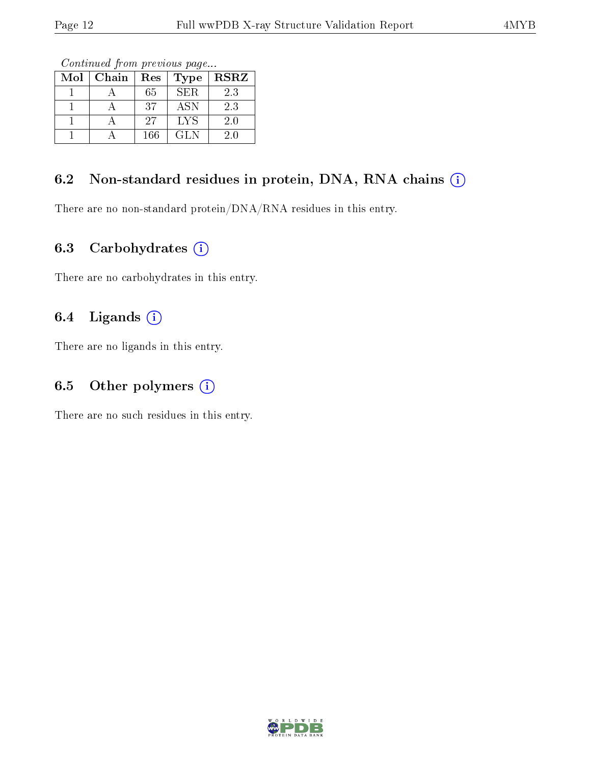*Continued from previous page...*

| Mol | Chain | Res | Type | RSRZ |
|---|---|---|---|---|
| 1 | A | 65 | SER | 2.3 |
| 1 | A | 37 | ASN | 2.3 |
| 1 | A | 27 | LYS | 2.0 |
| 1 | A | 166 | GLN | 2.0 |

### 6.2 Non-standard residues in protein, DNA, RNA chains

There are no non-standard protein/DNA/RNA residues in this entry.

### 6.3 Carbohydrates

There are no carbohydrates in this entry.

### 6.4 Ligands

There are no ligands in this entry.

### 6.5 Other polymers

There are no such residues in this entry.